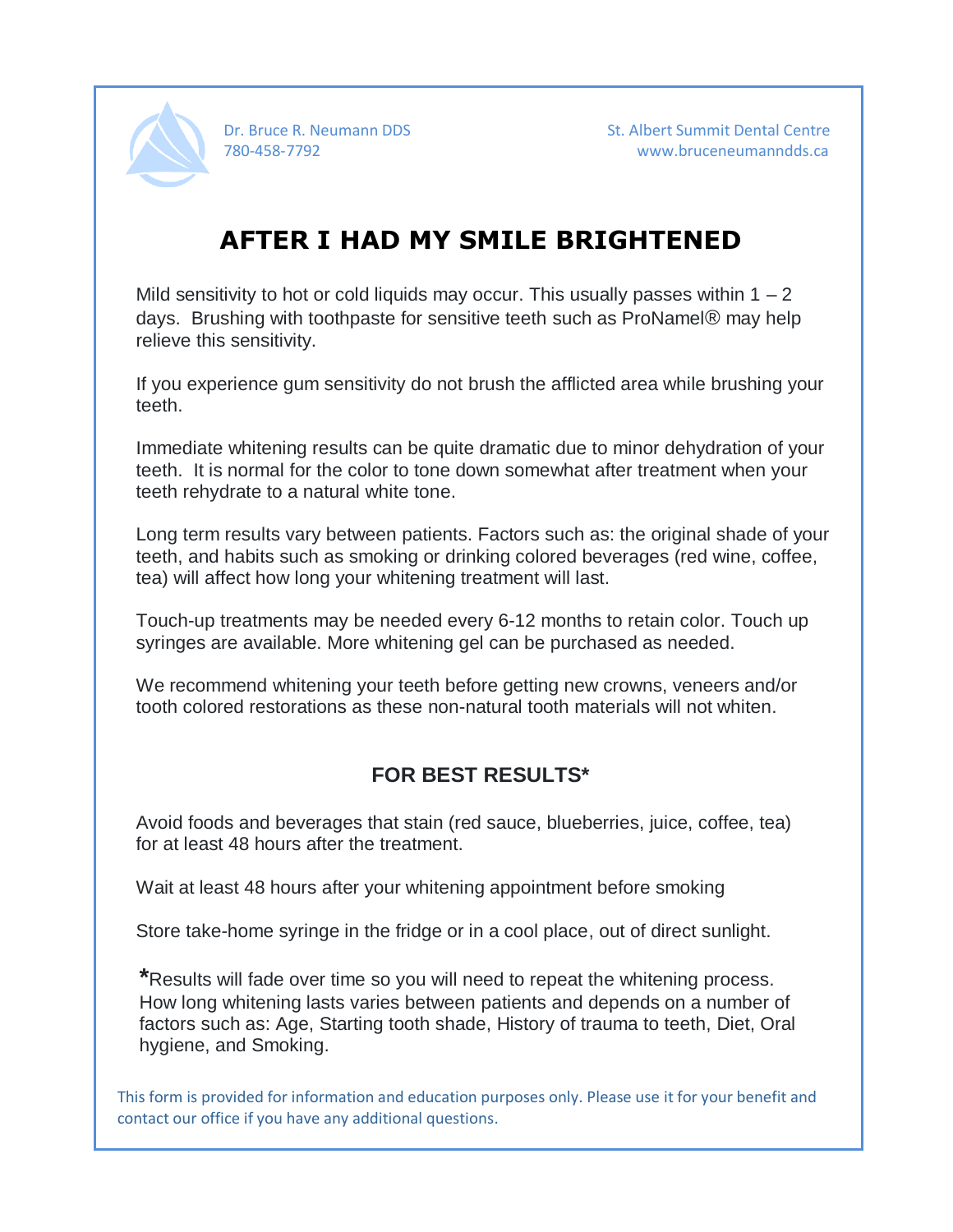Dr. Bruce R. Neumann DDS
780-458-7792

St. Albert Summit Dental Centre
www.bruceneumanndds.ca

# AFTER I HAD MY SMILE BRIGHTENED

Mild sensitivity to hot or cold liquids may occur. This usually passes within 1 – 2 days. Brushing with toothpaste for sensitive teeth such as ProNamel® may help relieve this sensitivity.

If you experience gum sensitivity do not brush the afflicted area while brushing your teeth.

Immediate whitening results can be quite dramatic due to minor dehydration of your teeth. It is normal for the color to tone down somewhat after treatment when your teeth rehydrate to a natural white tone.

Long term results vary between patients. Factors such as: the original shade of your teeth, and habits such as smoking or drinking colored beverages (red wine, coffee, tea) will affect how long your whitening treatment will last.

Touch-up treatments may be needed every 6-12 months to retain color. Touch up syringes are available. More whitening gel can be purchased as needed.

We recommend whitening your teeth before getting new crowns, veneers and/or tooth colored restorations as these non-natural tooth materials will not whiten.

## FOR BEST RESULTS*

Avoid foods and beverages that stain (red sauce, blueberries, juice, coffee, tea) for at least 48 hours after the treatment.

Wait at least 48 hours after your whitening appointment before smoking

Store take-home syringe in the fridge or in a cool place, out of direct sunlight.

*Results will fade over time so you will need to repeat the whitening process. How long whitening lasts varies between patients and depends on a number of factors such as: Age, Starting tooth shade, History of trauma to teeth, Diet, Oral hygiene, and Smoking.

This form is provided for information and education purposes only. Please use it for your benefit and contact our office if you have any additional questions.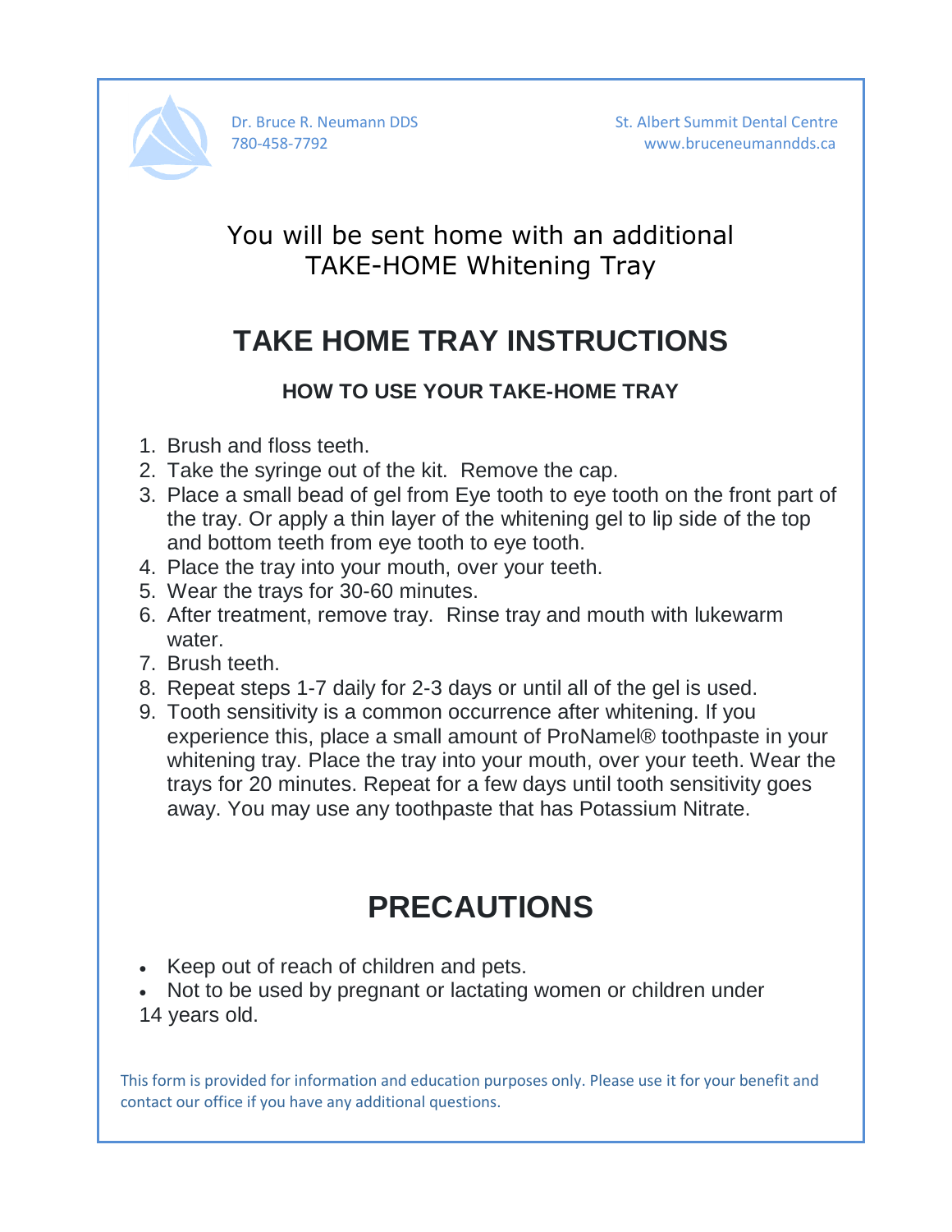Dr. Bruce R. Neumann DDS
780-458-7792

St. Albert Summit Dental Centre
www.bruceneumanndds.ca

You will be sent home with an additional TAKE-HOME Whitening Tray

# TAKE HOME TRAY INSTRUCTIONS

### HOW TO USE YOUR TAKE-HOME TRAY

1. Brush and floss teeth.
2. Take the syringe out of the kit. Remove the cap.
3. Place a small bead of gel from Eye tooth to eye tooth on the front part of the tray. Or apply a thin layer of the whitening gel to lip side of the top and bottom teeth from eye tooth to eye tooth.
4. Place the tray into your mouth, over your teeth.
5. Wear the trays for 30-60 minutes.
6. After treatment, remove tray. Rinse tray and mouth with lukewarm water.
7. Brush teeth.
8. Repeat steps 1-7 daily for 2-3 days or until all of the gel is used.
9. Tooth sensitivity is a common occurrence after whitening. If you experience this, place a small amount of ProNamel® toothpaste in your whitening tray. Place the tray into your mouth, over your teeth. Wear the trays for 20 minutes. Repeat for a few days until tooth sensitivity goes away. You may use any toothpaste that has Potassium Nitrate.

# PRECAUTIONS

- Keep out of reach of children and pets.
- Not to be used by pregnant or lactating women or children under 14 years old.

This form is provided for information and education purposes only. Please use it for your benefit and contact our office if you have any additional questions.